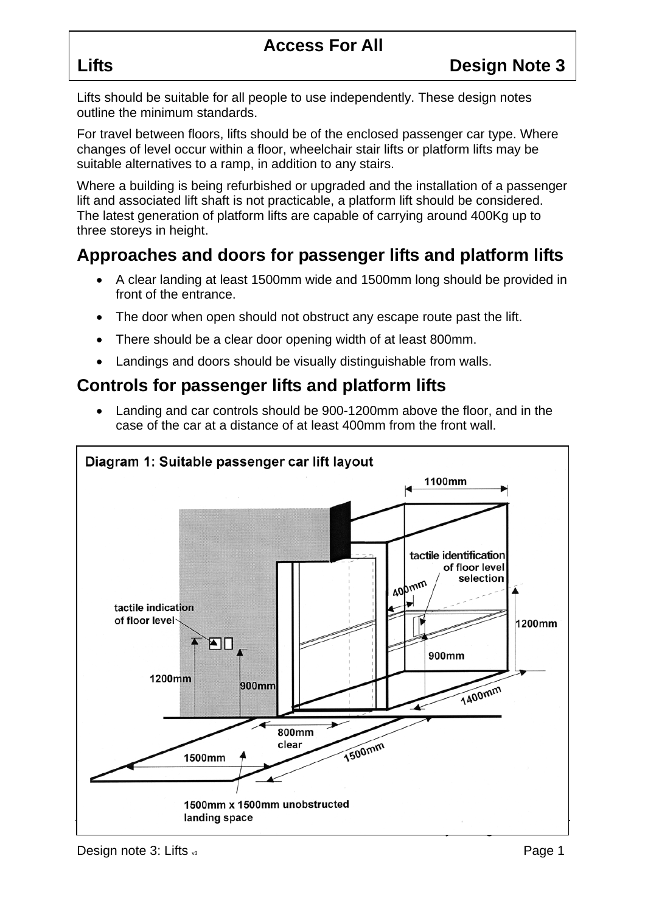# Access For All

## Lifts — Design Note 3

Lifts should be suitable for all people to use independently. These design notes outline the minimum standards.

For travel between floors, lifts should be of the enclosed passenger car type. Where changes of level occur within a floor, wheelchair stair lifts or platform lifts may be suitable alternatives to a ramp, in addition to any stairs.

Where a building is being refurbished or upgraded and the installation of a passenger lift and associated lift shaft is not practicable, a platform lift should be considered. The latest generation of platform lifts are capable of carrying around 400Kg up to three storeys in height.

## Approaches and doors for passenger lifts and platform lifts

- A clear landing at least 1500mm wide and 1500mm long should be provided in front of the entrance.
- The door when open should not obstruct any escape route past the lift.
- There should be a clear door opening width of at least 800mm.
- Landings and doors should be visually distinguishable from walls.

## Controls for passenger lifts and platform lifts

- Landing and car controls should be 900-1200mm above the floor, and in the case of the car at a distance of at least 400mm from the front wall.

**Diagram 1: Suitable passenger car lift layout**

1100mm; tactile identification of floor level selection; 400mm; 1200mm; 900mm; 1400mm; tactile indication of floor level; 1200mm; 900mm; 800mm clear; 1500mm; 1500mm; 1500mm x 1500mm unobstructed landing space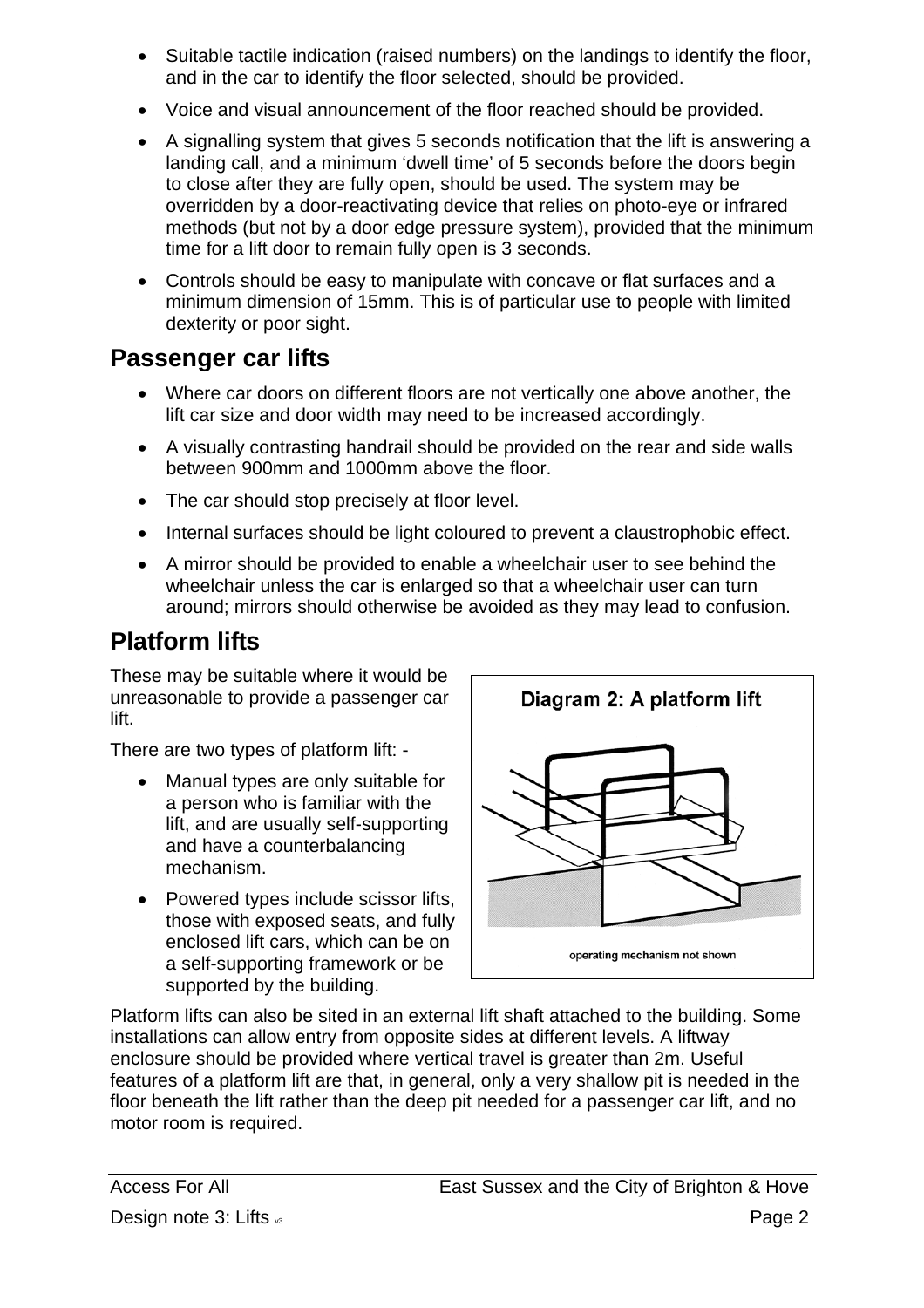- Suitable tactile indication (raised numbers) on the landings to identify the floor, and in the car to identify the floor selected, should be provided.
- Voice and visual announcement of the floor reached should be provided.
- A signalling system that gives 5 seconds notification that the lift is answering a landing call, and a minimum 'dwell time' of 5 seconds before the doors begin to close after they are fully open, should be used. The system may be overridden by a door-reactivating device that relies on photo-eye or infrared methods (but not by a door edge pressure system), provided that the minimum time for a lift door to remain fully open is 3 seconds.
- Controls should be easy to manipulate with concave or flat surfaces and a minimum dimension of 15mm. This is of particular use to people with limited dexterity or poor sight.

## Passenger car lifts

- Where car doors on different floors are not vertically one above another, the lift car size and door width may need to be increased accordingly.
- A visually contrasting handrail should be provided on the rear and side walls between 900mm and 1000mm above the floor.
- The car should stop precisely at floor level.
- Internal surfaces should be light coloured to prevent a claustrophobic effect.
- A mirror should be provided to enable a wheelchair user to see behind the wheelchair unless the car is enlarged so that a wheelchair user can turn around; mirrors should otherwise be avoided as they may lead to confusion.

## Platform lifts

These may be suitable where it would be unreasonable to provide a passenger car lift.

There are two types of platform lift: -

- Manual types are only suitable for a person who is familiar with the lift, and are usually self-supporting and have a counterbalancing mechanism.
- Powered types include scissor lifts, those with exposed seats, and fully enclosed lift cars, which can be on a self-supporting framework or be supported by the building.

**Diagram 2: A platform lift**

operating mechanism not shown

Platform lifts can also be sited in an external lift shaft attached to the building. Some installations can allow entry from opposite sides at different levels. A liftway enclosure should be provided where vertical travel is greater than 2m. Useful features of a platform lift are that, in general, only a very shallow pit is needed in the floor beneath the lift rather than the deep pit needed for a passenger car lift, and no motor room is required.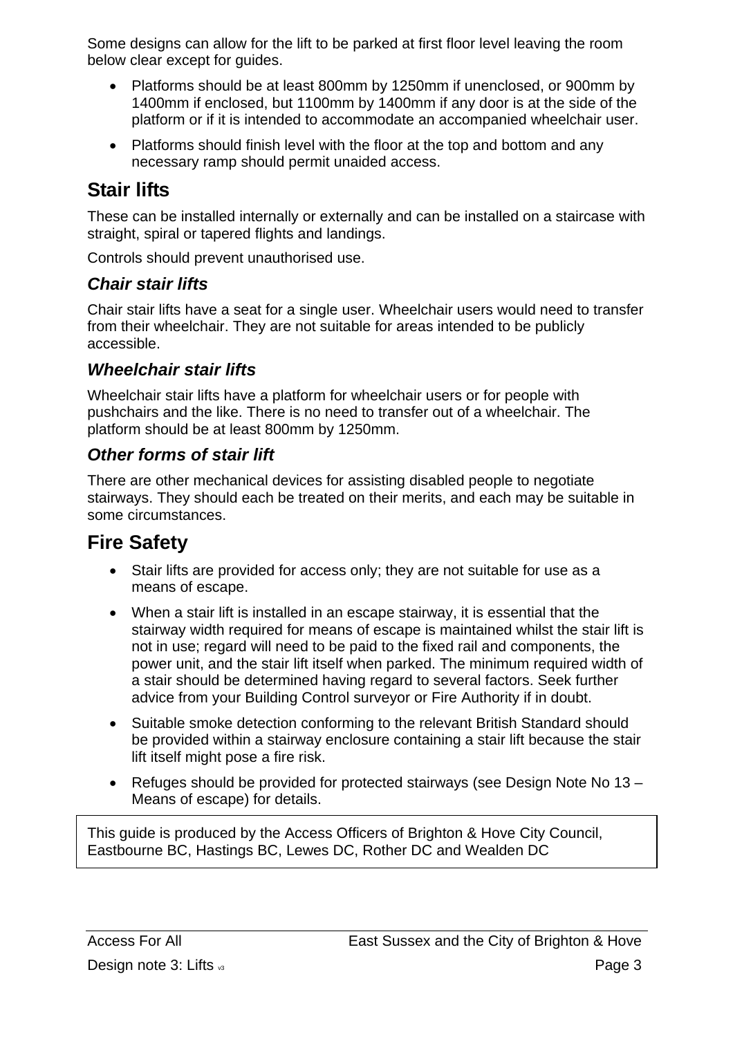Some designs can allow for the lift to be parked at first floor level leaving the room below clear except for guides.

- Platforms should be at least 800mm by 1250mm if unenclosed, or 900mm by 1400mm if enclosed, but 1100mm by 1400mm if any door is at the side of the platform or if it is intended to accommodate an accompanied wheelchair user.
- Platforms should finish level with the floor at the top and bottom and any necessary ramp should permit unaided access.

## Stair lifts

These can be installed internally or externally and can be installed on a staircase with straight, spiral or tapered flights and landings.

Controls should prevent unauthorised use.

### *Chair stair lifts*

Chair stair lifts have a seat for a single user. Wheelchair users would need to transfer from their wheelchair. They are not suitable for areas intended to be publicly accessible.

### *Wheelchair stair lifts*

Wheelchair stair lifts have a platform for wheelchair users or for people with pushchairs and the like. There is no need to transfer out of a wheelchair. The platform should be at least 800mm by 1250mm.

### *Other forms of stair lift*

There are other mechanical devices for assisting disabled people to negotiate stairways. They should each be treated on their merits, and each may be suitable in some circumstances.

## Fire Safety

- Stair lifts are provided for access only; they are not suitable for use as a means of escape.
- When a stair lift is installed in an escape stairway, it is essential that the stairway width required for means of escape is maintained whilst the stair lift is not in use; regard will need to be paid to the fixed rail and components, the power unit, and the stair lift itself when parked. The minimum required width of a stair should be determined having regard to several factors. Seek further advice from your Building Control surveyor or Fire Authority if in doubt.
- Suitable smoke detection conforming to the relevant British Standard should be provided within a stairway enclosure containing a stair lift because the stair lift itself might pose a fire risk.
- Refuges should be provided for protected stairways (see Design Note No 13 – Means of escape) for details.

This guide is produced by the Access Officers of Brighton & Hove City Council, Eastbourne BC, Hastings BC, Lewes DC, Rother DC and Wealden DC